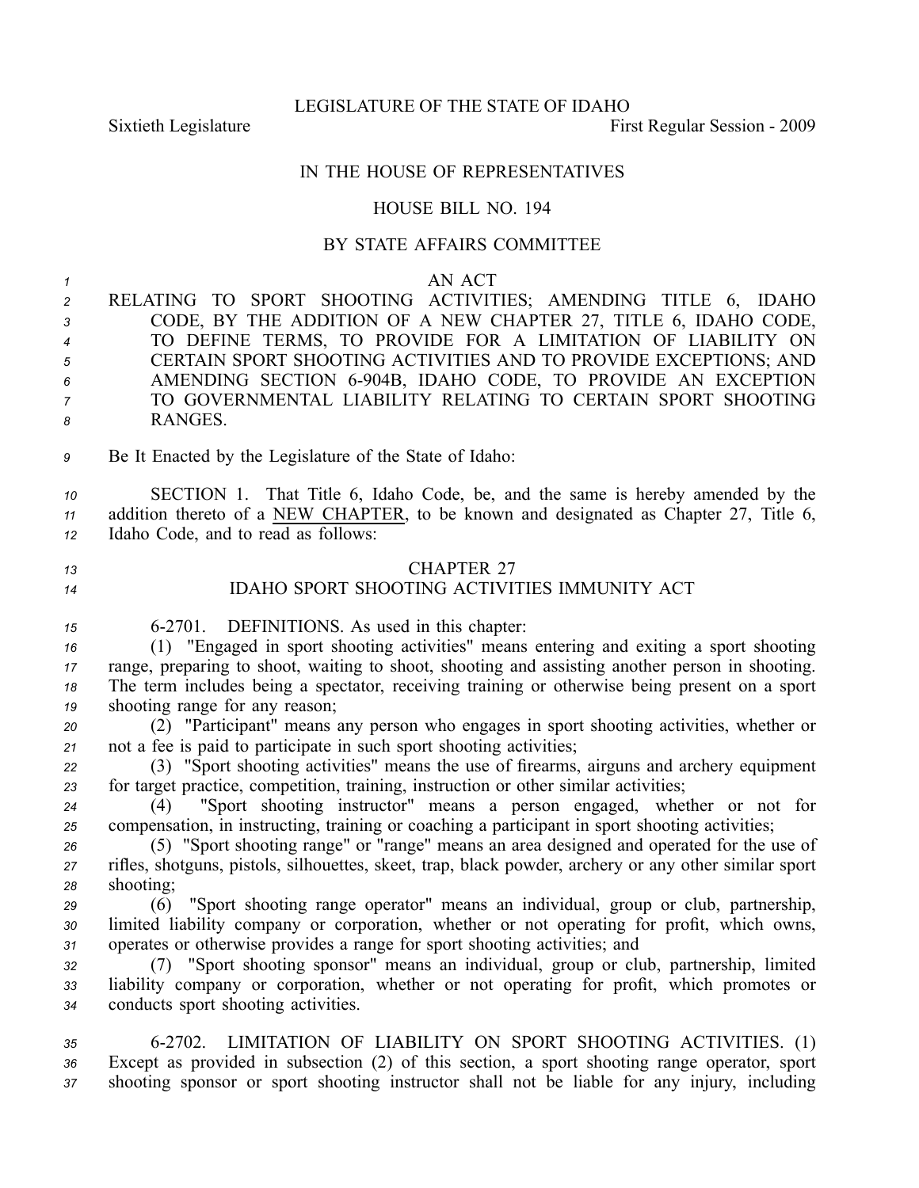LEGISLATURE OF THE STATE OF IDAHO

Sixtieth Legislature First Regular Session - 2009

IN THE HOUSE OF REPRESENTATIVES

HOUSE BILL NO. 194

BY STATE AFFAIRS COMMITTEE

AN ACT

RELATING TO SPORT SHOOTING ACTIVITIES; AMENDING TITLE 6, IDAHO CODE, BY THE ADDITION OF A NEW CHAPTER 27, TITLE 6, IDAHO CODE, TO DEFINE TERMS, TO PROVIDE FOR A LIMITATION OF LIABILITY ON CERTAIN SPORT SHOOTING ACTIVITIES AND TO PROVIDE EXCEPTIONS; AND AMENDING SECTION 6-904B, IDAHO CODE, TO PROVIDE AN EXCEPTION TO GOVERNMENTAL LIABILITY RELATING TO CERTAIN SPORT SHOOTING RANGES.

Be It Enacted by the Legislature of the State of Idaho:

SECTION 1. That Title 6, Idaho Code, be, and the same is hereby amended by the addition thereto of a NEW CHAPTER, to be known and designated as Chapter 27, Title 6, Idaho Code, and to read as follows:

CHAPTER 27
IDAHO SPORT SHOOTING ACTIVITIES IMMUNITY ACT

6-2701. DEFINITIONS. As used in this chapter:

(1) "Engaged in sport shooting activities" means entering and exiting a sport shooting range, preparing to shoot, waiting to shoot, shooting and assisting another person in shooting. The term includes being a spectator, receiving training or otherwise being present on a sport shooting range for any reason;

(2) "Participant" means any person who engages in sport shooting activities, whether or not a fee is paid to participate in such sport shooting activities;

(3) "Sport shooting activities" means the use of firearms, airguns and archery equipment for target practice, competition, training, instruction or other similar activities;

(4) "Sport shooting instructor" means a person engaged, whether or not for compensation, in instructing, training or coaching a participant in sport shooting activities;

(5) "Sport shooting range" or "range" means an area designed and operated for the use of rifles, shotguns, pistols, silhouettes, skeet, trap, black powder, archery or any other similar sport shooting;

(6) "Sport shooting range operator" means an individual, group or club, partnership, limited liability company or corporation, whether or not operating for profit, which owns, operates or otherwise provides a range for sport shooting activities; and

(7) "Sport shooting sponsor" means an individual, group or club, partnership, limited liability company or corporation, whether or not operating for profit, which promotes or conducts sport shooting activities.

6-2702. LIMITATION OF LIABILITY ON SPORT SHOOTING ACTIVITIES. (1) Except as provided in subsection (2) of this section, a sport shooting range operator, sport shooting sponsor or sport shooting instructor shall not be liable for any injury, including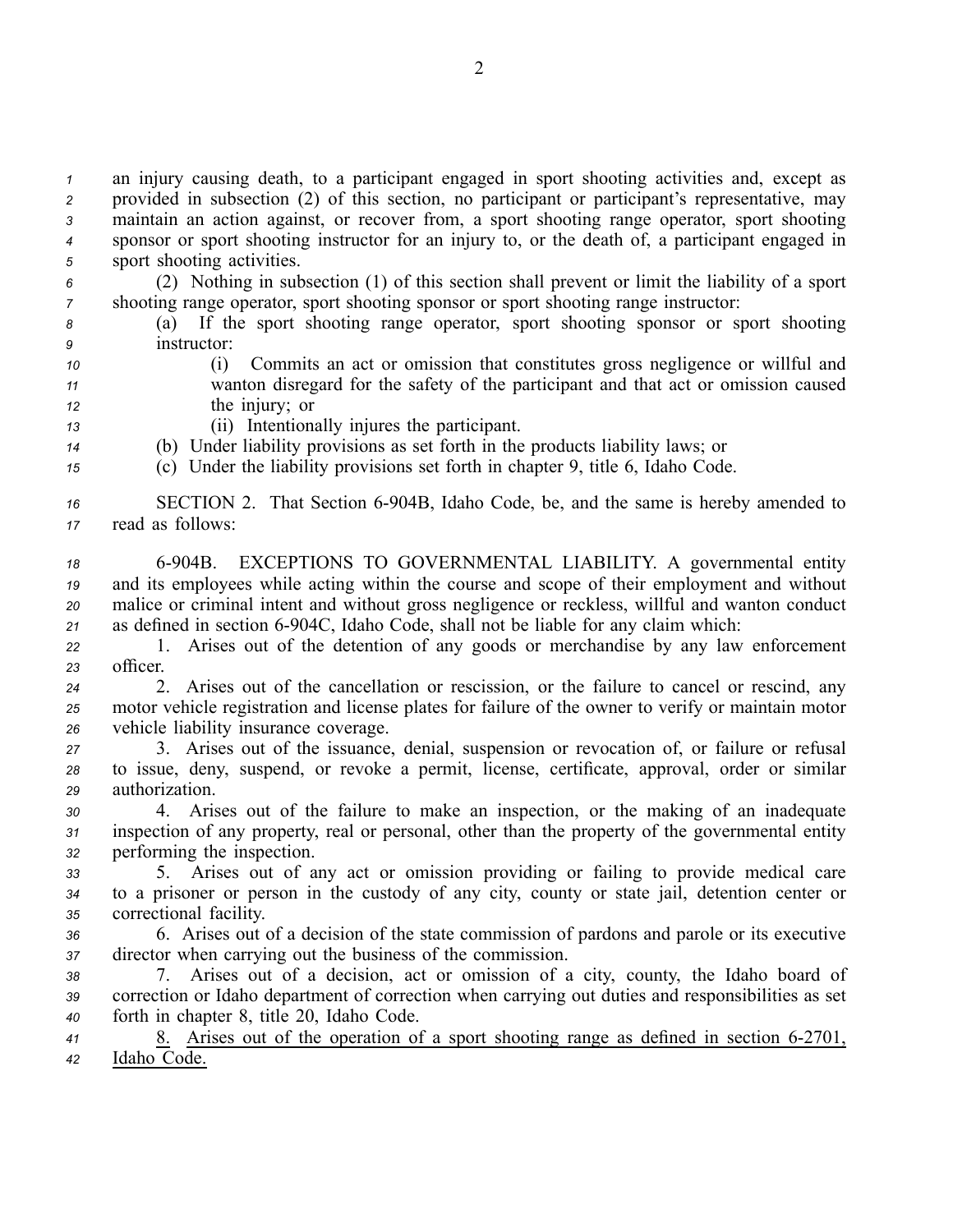an injury causing death, to a participant engaged in sport shooting activities and, except as provided in subsection (2) of this section, no participant or participant's representative, may maintain an action against, or recover from, a sport shooting range operator, sport shooting sponsor or sport shooting instructor for an injury to, or the death of, a participant engaged in sport shooting activities.

(2) Nothing in subsection (1) of this section shall prevent or limit the liability of a sport shooting range operator, sport shooting sponsor or sport shooting range instructor:

(a) If the sport shooting range operator, sport shooting sponsor or sport shooting instructor:

(i) Commits an act or omission that constitutes gross negligence or willful and wanton disregard for the safety of the participant and that act or omission caused the injury; or

(ii) Intentionally injures the participant.

(b) Under liability provisions as set forth in the products liability laws; or

(c) Under the liability provisions set forth in chapter 9, title 6, Idaho Code.

SECTION 2. That Section 6-904B, Idaho Code, be, and the same is hereby amended to read as follows:

6-904B. EXCEPTIONS TO GOVERNMENTAL LIABILITY. A governmental entity and its employees while acting within the course and scope of their employment and without malice or criminal intent and without gross negligence or reckless, willful and wanton conduct as defined in section 6-904C, Idaho Code, shall not be liable for any claim which:

1. Arises out of the detention of any goods or merchandise by any law enforcement officer.

2. Arises out of the cancellation or rescission, or the failure to cancel or rescind, any motor vehicle registration and license plates for failure of the owner to verify or maintain motor vehicle liability insurance coverage.

3. Arises out of the issuance, denial, suspension or revocation of, or failure or refusal to issue, deny, suspend, or revoke a permit, license, certificate, approval, order or similar authorization.

4. Arises out of the failure to make an inspection, or the making of an inadequate inspection of any property, real or personal, other than the property of the governmental entity performing the inspection.

5. Arises out of any act or omission providing or failing to provide medical care to a prisoner or person in the custody of any city, county or state jail, detention center or correctional facility.

6. Arises out of a decision of the state commission of pardons and parole or its executive director when carrying out the business of the commission.

7. Arises out of a decision, act or omission of a city, county, the Idaho board of correction or Idaho department of correction when carrying out duties and responsibilities as set forth in chapter 8, title 20, Idaho Code.

<u>8. Arises out of the operation of a sport shooting range as defined in section 6-2701, Idaho Code.</u>